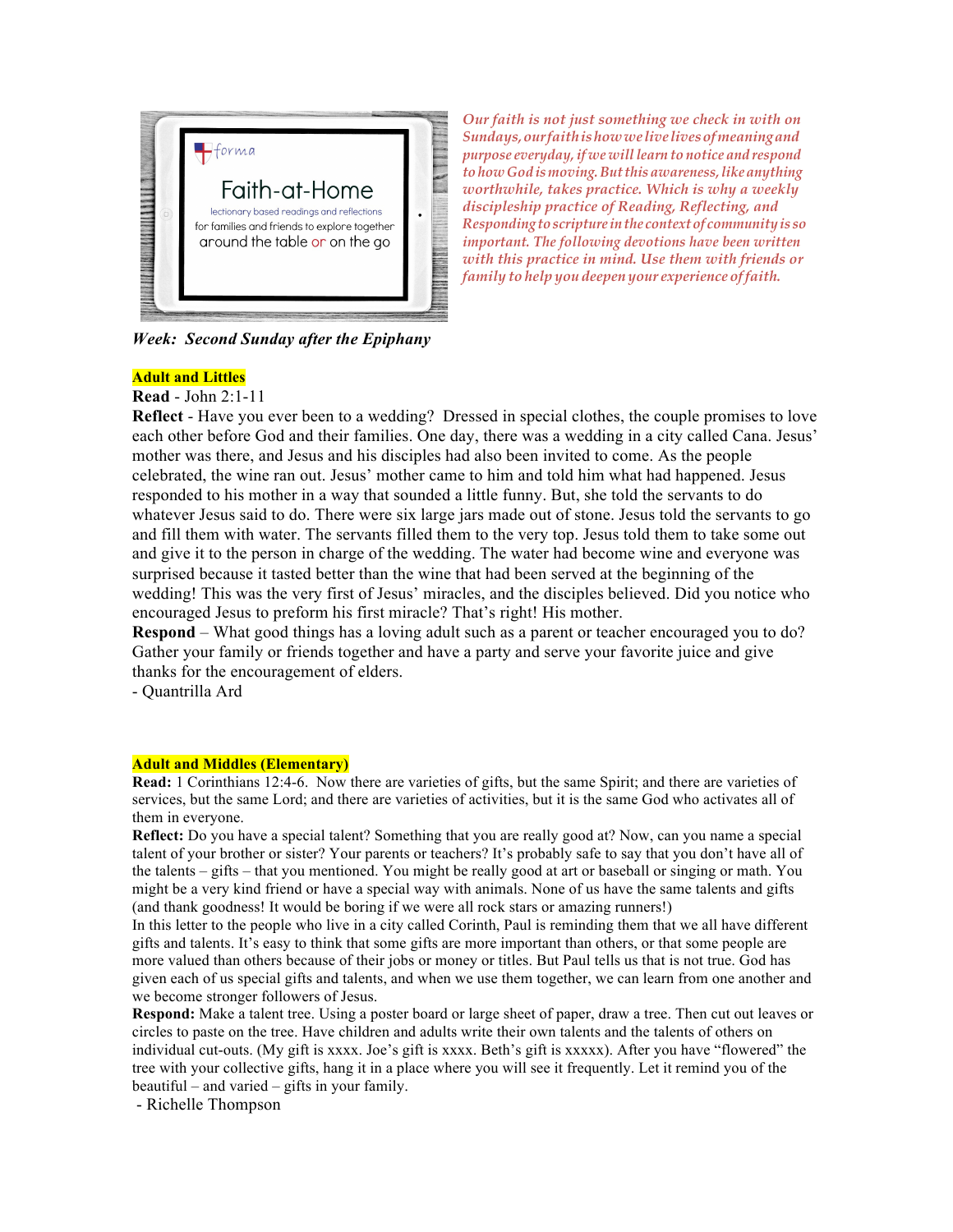forma

# Faith-at-Home

lectionary based readings and reflections

for families and friends to explore together around the table or on the go

*Our faith is not just something we check in with on Sundays, our faith is how we live lives of meaning and purpose everyday, if we will learn to notice and respond to how God is moving. But this awareness, like anything worthwhile, takes practice. Which is why a weekly discipleship practice of Reading, Reflecting, and Responding to scripture in the context of community is so important. The following devotions have been written with this practice in mind. Use them with friends or family to help you deepen your experience of faith.*

***Week: Second Sunday after the Epiphany***

## Adult and Littles

**Read** - John 2:1-11

**Reflect** - Have you ever been to a wedding? Dressed in special clothes, the couple promises to love each other before God and their families. One day, there was a wedding in a city called Cana. Jesus' mother was there, and Jesus and his disciples had also been invited to come. As the people celebrated, the wine ran out. Jesus' mother came to him and told him what had happened. Jesus responded to his mother in a way that sounded a little funny. But, she told the servants to do whatever Jesus said to do. There were six large jars made out of stone. Jesus told the servants to go and fill them with water. The servants filled them to the very top. Jesus told them to take some out and give it to the person in charge of the wedding. The water had become wine and everyone was surprised because it tasted better than the wine that had been served at the beginning of the wedding! This was the very first of Jesus' miracles, and the disciples believed. Did you notice who encouraged Jesus to preform his first miracle? That's right! His mother.

**Respond** – What good things has a loving adult such as a parent or teacher encouraged you to do? Gather your family or friends together and have a party and serve your favorite juice and give thanks for the encouragement of elders.

- Quantrilla Ard

## Adult and Middles (Elementary)

**Read:** 1 Corinthians 12:4-6. Now there are varieties of gifts, but the same Spirit; and there are varieties of services, but the same Lord; and there are varieties of activities, but it is the same God who activates all of them in everyone.

**Reflect:** Do you have a special talent? Something that you are really good at? Now, can you name a special talent of your brother or sister? Your parents or teachers? It's probably safe to say that you don't have all of the talents – gifts – that you mentioned. You might be really good at art or baseball or singing or math. You might be a very kind friend or have a special way with animals. None of us have the same talents and gifts (and thank goodness! It would be boring if we were all rock stars or amazing runners!)

In this letter to the people who live in a city called Corinth, Paul is reminding them that we all have different gifts and talents. It's easy to think that some gifts are more important than others, or that some people are more valued than others because of their jobs or money or titles. But Paul tells us that is not true. God has given each of us special gifts and talents, and when we use them together, we can learn from one another and we become stronger followers of Jesus.

**Respond:** Make a talent tree. Using a poster board or large sheet of paper, draw a tree. Then cut out leaves or circles to paste on the tree. Have children and adults write their own talents and the talents of others on individual cut-outs. (My gift is xxxx. Joe's gift is xxxx. Beth's gift is xxxxx). After you have "flowered" the tree with your collective gifts, hang it in a place where you will see it frequently. Let it remind you of the beautiful – and varied – gifts in your family.

- Richelle Thompson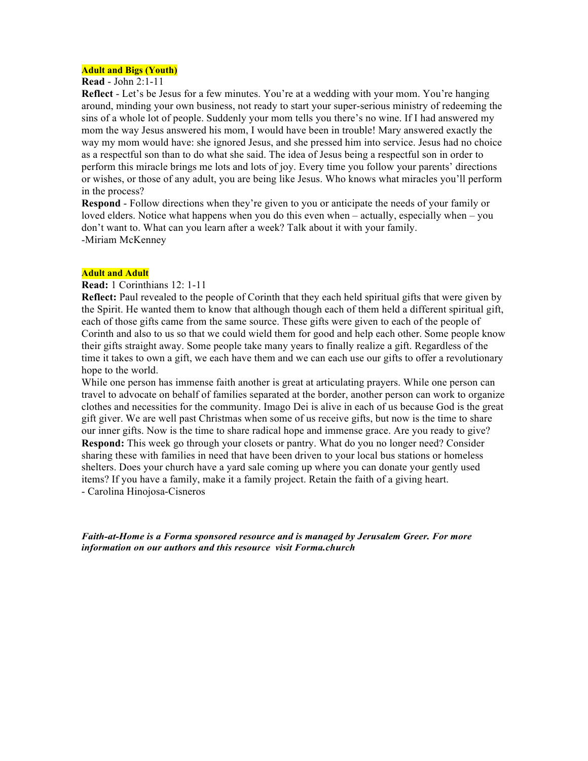**Adult and Bigs (Youth)**

**Read** - John 2:1-11

**Reflect** - Let's be Jesus for a few minutes. You're at a wedding with your mom. You're hanging around, minding your own business, not ready to start your super-serious ministry of redeeming the sins of a whole lot of people. Suddenly your mom tells you there's no wine. If I had answered my mom the way Jesus answered his mom, I would have been in trouble! Mary answered exactly the way my mom would have: she ignored Jesus, and she pressed him into service. Jesus had no choice as a respectful son than to do what she said. The idea of Jesus being a respectful son in order to perform this miracle brings me lots and lots of joy. Every time you follow your parents' directions or wishes, or those of any adult, you are being like Jesus. Who knows what miracles you'll perform in the process?

**Respond** - Follow directions when they're given to you or anticipate the needs of your family or loved elders. Notice what happens when you do this even when – actually, especially when – you don't want to. What can you learn after a week? Talk about it with your family.

-Miriam McKenney

**Adult and Adult**

**Read:** 1 Corinthians 12: 1-11

**Reflect:** Paul revealed to the people of Corinth that they each held spiritual gifts that were given by the Spirit. He wanted them to know that although though each of them held a different spiritual gift, each of those gifts came from the same source. These gifts were given to each of the people of Corinth and also to us so that we could wield them for good and help each other. Some people know their gifts straight away. Some people take many years to finally realize a gift. Regardless of the time it takes to own a gift, we each have them and we can each use our gifts to offer a revolutionary hope to the world.

While one person has immense faith another is great at articulating prayers. While one person can travel to advocate on behalf of families separated at the border, another person can work to organize clothes and necessities for the community. Imago Dei is alive in each of us because God is the great gift giver. We are well past Christmas when some of us receive gifts, but now is the time to share our inner gifts. Now is the time to share radical hope and immense grace. Are you ready to give?

**Respond:** This week go through your closets or pantry. What do you no longer need? Consider sharing these with families in need that have been driven to your local bus stations or homeless shelters. Does your church have a yard sale coming up where you can donate your gently used items? If you have a family, make it a family project. Retain the faith of a giving heart.

- Carolina Hinojosa-Cisneros

***Faith-at-Home is a Forma sponsored resource and is managed by Jerusalem Greer. For more information on our authors and this resource visit Forma.church***